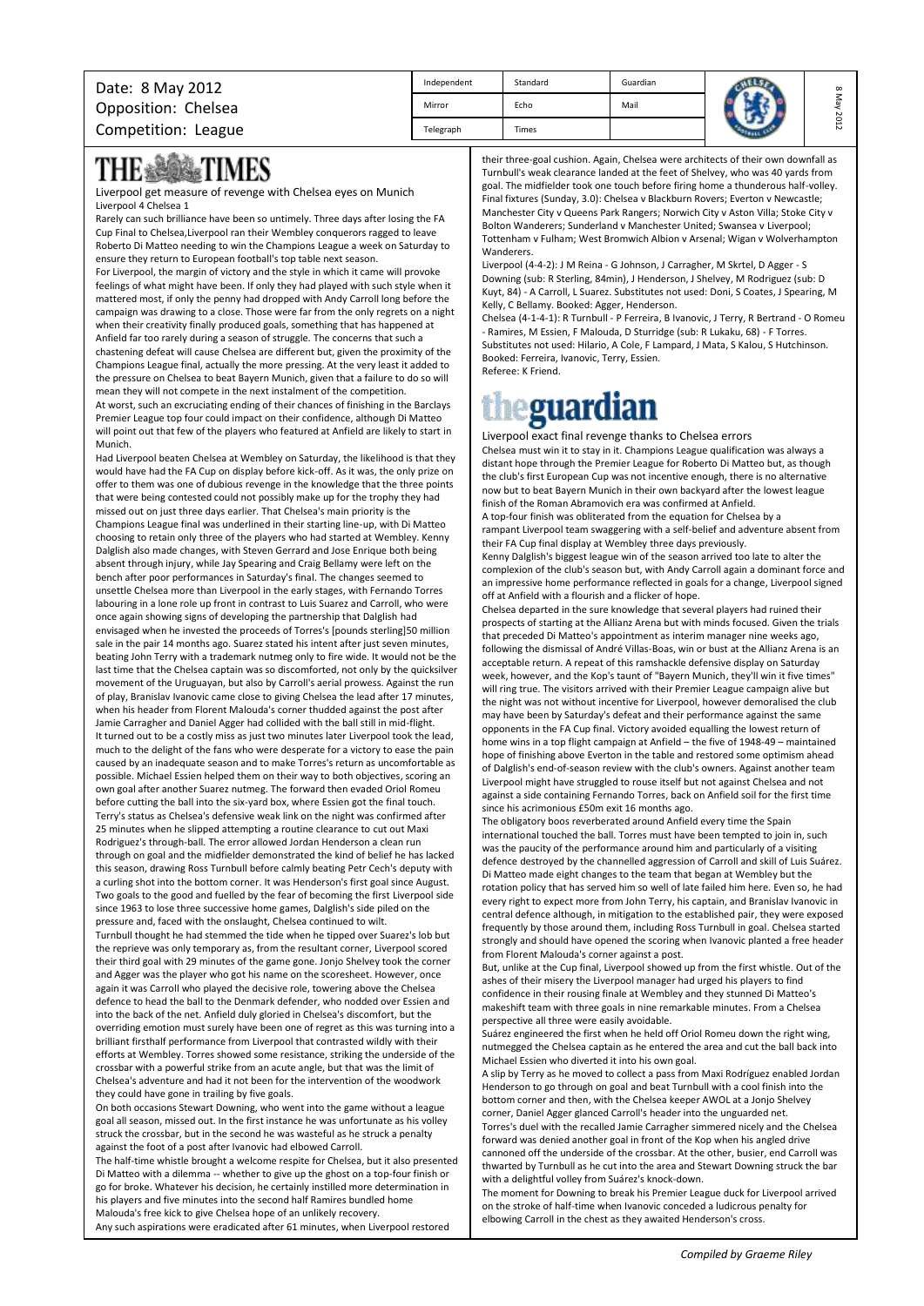Date: 8 May 2012
Opposition: Chelsea
Competition: League

| Independent | Standard | Guardian |
|---|---|---|
| Mirror | Echo | Mail |
| Telegraph | Times | |

# THE TIMES

Liverpool get measure of revenge with Chelsea eyes on Munich
Liverpool 4 Chelsea 1

Rarely can such brilliance have been so untimely. Three days after losing the FA Cup Final to Chelsea,Liverpool ran their Wembley conquerors ragged to leave Roberto Di Matteo needing to win the Champions League a week on Saturday to ensure they return to European football's top table next season.

For Liverpool, the margin of victory and the style in which it came will provoke feelings of what might have been. If only they had played with such style when it mattered most, if only the penny had dropped with Andy Carroll long before the campaign was drawing to a close. Those were far from the only regrets on a night when their creativity finally produced goals, something that has happened at Anfield far too rarely during a season of struggle. The concerns that such a chastening defeat will cause Chelsea are different but, given the proximity of the Champions League final, actually the more pressing. At the very least it added to the pressure on Chelsea to beat Bayern Munich, given that a failure to do so will mean they will not compete in the next instalment of the competition.

At worst, such an excruciating ending of their chances of finishing in the Barclays Premier League top four could impact on their confidence, although Di Matteo will point out that few of the players who featured at Anfield are likely to start in Munich.

Had Liverpool beaten Chelsea at Wembley on Saturday, the likelihood is that they would have had the FA Cup on display before kick-off. As it was, the only prize on offer to them was one of dubious revenge in the knowledge that the three points that were being contested could not possibly make up for the trophy they had missed out on just three days earlier. That Chelsea's main priority is the Champions League final was underlined in their starting line-up, with Di Matteo choosing to retain only three of the players who had started at Wembley. Kenny Dalglish also made changes, with Steven Gerrard and Jose Enrique both being absent through injury, while Jay Spearing and Craig Bellamy were left on the bench after poor performances in Saturday's final. The changes seemed to unsettle Chelsea more than Liverpool in the early stages, with Fernando Torres labouring in a lone role up front in contrast to Luis Suarez and Carroll, who were once again showing signs of developing the partnership that Dalglish had envisaged when he invested the proceeds of Torres's [pounds sterling]50 million sale in the pair 14 months ago. Suarez stated his intent after just seven minutes, beating John Terry with a trademark nutmeg only to fire wide. It would not be the last time that the Chelsea captain was so discomforted, not only by the quicksilver movement of the Uruguayan, but also by Carroll's aerial prowess. Against the run of play, Branislav Ivanovic came close to giving Chelsea the lead after 17 minutes, when his header from Florent Malouda's corner thudded against the post after Jamie Carragher and Daniel Agger had collided with the ball still in mid-flight.

It turned out to be a costly miss as just two minutes later Liverpool took the lead, much to the delight of the fans who were desperate for a victory to ease the pain caused by an inadequate season and to make Torres's return as uncomfortable as possible. Michael Essien helped them on their way to both objectives, scoring an own goal after another Suarez nutmeg. The forward then evaded Oriol Romeu before cutting the ball into the six-yard box, where Essien got the final touch. Terry's status as Chelsea's defensive weak link on the night was confirmed after 25 minutes when he slipped attempting a routine clearance to cut out Maxi Rodriguez's through-ball. The error allowed Jordan Henderson a clean run through on goal and the midfielder demonstrated the kind of belief he has lacked this season, drawing Ross Turnbull before calmly beating Petr Cech's deputy with a curling shot into the bottom corner. It was Henderson's first goal since August. Two goals to the good and fuelled by the fear of becoming the first Liverpool side since 1963 to lose three successive home games, Dalglish's side piled on the pressure and, faced with the onslaught, Chelsea continued to wilt.

Turnbull thought he had stemmed the tide when he tipped over Suarez's lob but the reprieve was only temporary as, from the resultant corner, Liverpool scored their third goal with 29 minutes of the game gone. Jonjo Shelvey took the corner and Agger was the player who got his name on the scoresheet. However, once again it was Carroll who played the decisive role, towering above the Chelsea defence to head the ball to the Denmark defender, who nodded over Essien and into the back of the net. Anfield duly gloried in Chelsea's discomfort, but the overriding emotion must surely have been one of regret as this was turning into a brilliant firsthalf performance from Liverpool that contrasted wildly with their efforts at Wembley. Torres showed some resistance, striking the underside of the crossbar with a powerful strike from an acute angle, but that was the limit of Chelsea's adventure and had it not been for the intervention of the woodwork they could have gone in trailing by five goals.

On both occasions Stewart Downing, who went into the game without a league goal all season, missed out. In the first instance he was unfortunate as his volley struck the crossbar, but in the second he was wasteful as he struck a penalty against the foot of a post after Ivanovic had elbowed Carroll.

The half-time whistle brought a welcome respite for Chelsea, but it also presented Di Matteo with a dilemma -- whether to give up the ghost on a top-four finish or go for broke. Whatever his decision, he certainly instilled more determination in his players and five minutes into the second half Ramires bundled home Malouda's free kick to give Chelsea hope of an unlikely recovery.

Any such aspirations were eradicated after 61 minutes, when Liverpool restored their three-goal cushion. Again, Chelsea were architects of their own downfall as Turnbull's weak clearance landed at the feet of Shelvey, who was 40 yards from goal. The midfielder took one touch before firing home a thunderous half-volley. Final fixtures (Sunday, 3.0): Chelsea v Blackburn Rovers; Everton v Newcastle; Manchester City v Queens Park Rangers; Norwich City v Aston Villa; Stoke City v Bolton Wanderers; Sunderland v Manchester United; Swansea v Liverpool; Tottenham v Fulham; West Bromwich Albion v Arsenal; Wigan v Wolverhampton Wanderers.

Liverpool (4-4-2): J M Reina - G Johnson, J Carragher, M Skrtel, D Agger - S Downing (sub: R Sterling, 84min), J Henderson, J Shelvey, M Rodriguez (sub: D Kuyt, 84) - A Carroll, L Suarez. Substitutes not used: Doni, S Coates, J Spearing, M Kelly, C Bellamy. Booked: Agger, Henderson.

Chelsea (4-1-4-1): R Turnbull - P Ferreira, B Ivanovic, J Terry, R Bertrand - O Romeu - Ramires, M Essien, F Malouda, D Sturridge (sub: R Lukaku, 68) - F Torres. Substitutes not used: Hilario, A Cole, F Lampard, J Mata, S Kalou, S Hutchinson. Booked: Ferreira, Ivanovic, Terry, Essien.

Referee: K Friend.

# theguardian

Liverpool exact final revenge thanks to Chelsea errors

Chelsea must win it to stay in it. Champions League qualification was always a distant hope through the Premier League for Roberto Di Matteo but, as though the club's first European Cup was not incentive enough, there is no alternative now but to beat Bayern Munich in their own backyard after the lowest league finish of the Roman Abramovich era was confirmed at Anfield.

A top-four finish was obliterated from the equation for Chelsea by a rampant Liverpool team swaggering with a self-belief and adventure absent from their FA Cup final display at Wembley three days previously.

Kenny Dalglish's biggest league win of the season arrived too late to alter the complexion of the club's season but, with Andy Carroll again a dominant force and an impressive home performance reflected in goals for a change, Liverpool signed off at Anfield with a flourish and a flicker of hope.

Chelsea departed in the sure knowledge that several players had ruined their prospects of starting at the Allianz Arena but with minds focused. Given the trials that preceded Di Matteo's appointment as interim manager nine weeks ago, following the dismissal of André Villas-Boas, win or bust at the Allianz Arena is an acceptable return. A repeat of this ramshackle defensive display on Saturday week, however, and the Kop's taunt of "Bayern Munich, they'll win it five times" will ring true. The visitors arrived with their Premier League campaign alive but the night was not without incentive for Liverpool, however demoralised the club may have been by Saturday's defeat and their performance against the same opponents in the FA Cup final. Victory avoided equalling the lowest return of home wins in a top flight campaign at Anfield – the five of 1948-49 – maintained hope of finishing above Everton in the table and restored some optimism ahead of Dalglish's end-of-season review with the club's owners. Against another team Liverpool might have struggled to rouse itself but not against Chelsea and not against a side containing Fernando Torres, back on Anfield soil for the first time since his acrimonious £50m exit 16 months ago.

The obligatory boos reverberated around Anfield every time the Spain international touched the ball. Torres must have been tempted to join in, such was the paucity of the performance around him and particularly of a visiting defence destroyed by the channelled aggression of Carroll and skill of Luis Suárez. Di Matteo made eight changes to the team that began at Wembley but the rotation policy that has served him so well of late failed him here. Even so, he had every right to expect more from John Terry, his captain, and Branislav Ivanovic in central defence although, in mitigation to the established pair, they were exposed frequently by those around them, including Ross Turnbull in goal. Chelsea started strongly and should have opened the scoring when Ivanovic planted a free header from Florent Malouda's corner against a post.

But, unlike at the Cup final, Liverpool showed up from the first whistle. Out of the ashes of their misery the Liverpool manager had urged his players to find confidence in their rousing finale at Wembley and they stunned Di Matteo's makeshift team with three goals in nine remarkable minutes. From a Chelsea perspective all three were easily avoidable.

Suárez engineered the first when he held off Oriol Romeu down the right wing, nutmegged the Chelsea captain as he entered the area and cut the ball back into Michael Essien who diverted it into his own goal.

A slip by Terry as he moved to collect a pass from Maxi Rodríguez enabled Jordan Henderson to go through on goal and beat Turnbull with a cool finish into the bottom corner and then, with the Chelsea keeper AWOL at a Jonjo Shelvey corner, Daniel Agger glanced Carroll's header into the unguarded net.

Torres's duel with the recalled Jamie Carragher simmered nicely and the Chelsea forward was denied another goal in front of the Kop when his angled drive cannoned off the underside of the crossbar. At the other, busier, end Carroll was thwarted by Turnbull as he cut into the area and Stewart Downing struck the bar with a delightful volley from Suárez's knock-down.

The moment for Downing to break his Premier League duck for Liverpool arrived on the stroke of half-time when Ivanovic conceded a ludicrous penalty for elbowing Carroll in the chest as they awaited Henderson's cross.

*Compiled by Graeme Riley*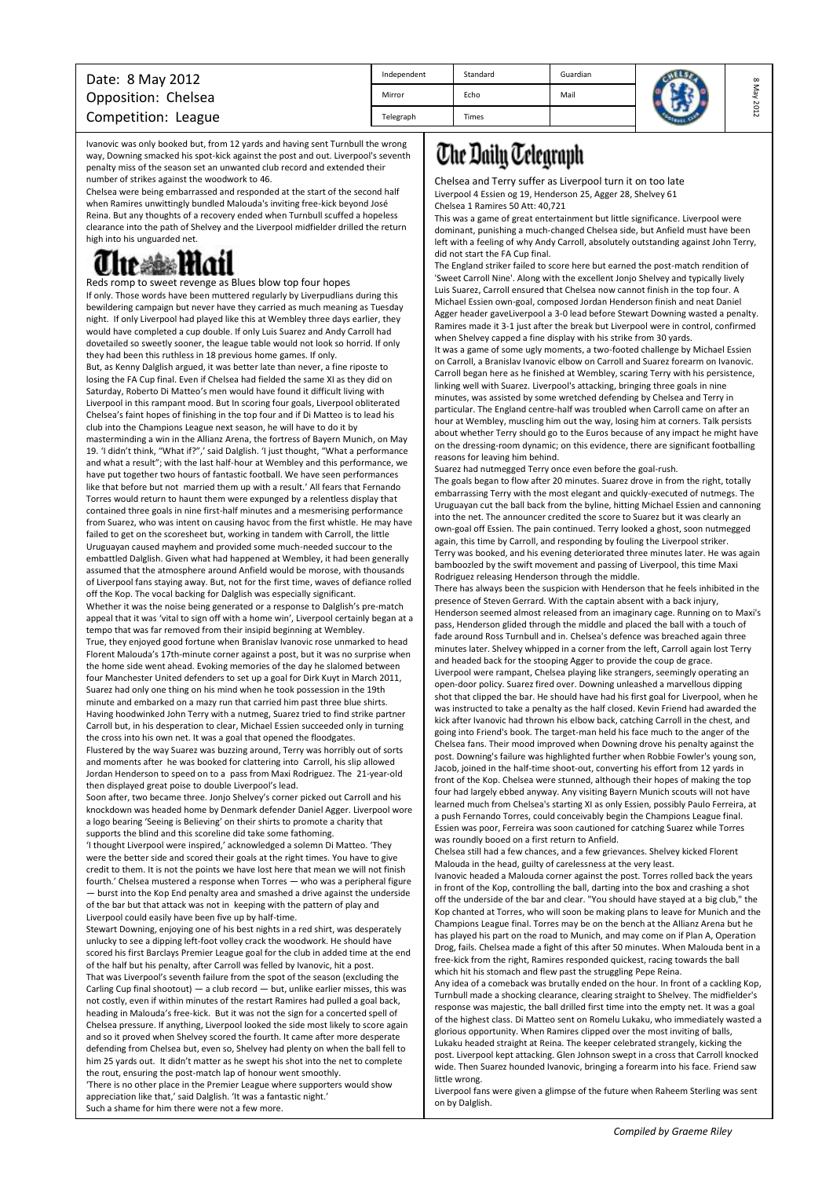Date: 8 May 2012
Opposition: Chelsea
Competition: League

| Independent | Standard | Guardian |
|---|---|---|
| Mirror | Echo | Mail |
| Telegraph | Times | |

Ivanovic was only booked but, from 12 yards and having sent Turnbull the wrong way, Downing smacked his spot-kick against the post and out. Liverpool's seventh penalty miss of the season set an unwanted club record and extended their number of strikes against the woodwork to 46.

Chelsea were being embarrassed and responded at the start of the second half when Ramires unwittingly bundled Malouda's inviting free-kick beyond José Reina. But any thoughts of a recovery ended when Turnbull scuffed a hopeless clearance into the path of Shelvey and the Liverpool midfielder drilled the return high into his unguarded net.

## The Mail

### Reds romp to sweet revenge as Blues blow top four hopes

If only. Those words have been muttered regularly by Liverpudlians during this bewildering campaign but never have they carried as much meaning as Tuesday night. If only Liverpool had played like this at Wembley three days earlier, they would have completed a cup double. If only Luis Suarez and Andy Carroll had dovetailed so sweetly sooner, the league table would not look so horrid. If only they had been this ruthless in 18 previous home games. If only.

But, as Kenny Dalglish argued, it was better late than never, a fine riposte to losing the FA Cup final. Even if Chelsea had fielded the same XI as they did on Saturday, Roberto Di Matteo's men would have found it difficult living with Liverpool in this rampant mood. But In scoring four goals, Liverpool obliterated Chelsea's faint hopes of finishing in the top four and if Di Matteo is to lead his club into the Champions League next season, he will have to do it by masterminding a win in the Allianz Arena, the fortress of Bayern Munich, on May 19. 'I didn't think, "What if?",' said Dalglish. 'I just thought, "What a performance and what a result"; with the last half-hour at Wembley and this performance, we have put together two hours of fantastic football. We have seen performances like that before but not married them up with a result.' All fears that Fernando Torres would return to haunt them were expunged by a relentless display that contained three goals in nine first-half minutes and a mesmerising performance from Suarez, who was intent on causing havoc from the first whistle. He may have failed to get on the scoresheet but, working in tandem with Carroll, the little Uruguayan caused mayhem and provided some much-needed succour to the embattled Dalglish. Given what had happened at Wembley, it had been generally assumed that the atmosphere around Anfield would be morose, with thousands of Liverpool fans staying away. But, not for the first time, waves of defiance rolled off the Kop. The vocal backing for Dalglish was especially significant.

Whether it was the noise being generated or a response to Dalglish's pre-match appeal that it was 'vital to sign off with a home win', Liverpool certainly began at a tempo that was far removed from their insipid beginning at Wembley.

True, they enjoyed good fortune when Branislav Ivanovic rose unmarked to head Florent Malouda's 17th-minute corner against a post, but it was no surprise when the home side went ahead. Evoking memories of the day he slalomed between four Manchester United defenders to set up a goal for Dirk Kuyt in March 2011, Suarez had only one thing on his mind when he took possession in the 19th minute and embarked on a mazy run that carried him past three blue shirts. Having hoodwinked John Terry with a nutmeg, Suarez tried to find strike partner Carroll but, in his desperation to clear, Michael Essien succeeded only in turning the cross into his own net. It was a goal that opened the floodgates.

Flustered by the way Suarez was buzzing around, Terry was horribly out of sorts and moments after he was booked for clattering into Carroll, his slip allowed Jordan Henderson to speed on to a pass from Maxi Rodriguez. The 21-year-old then displayed great poise to double Liverpool's lead.

Soon after, two became three. Jonjo Shelvey's corner picked out Carroll and his knockdown was headed home by Denmark defender Daniel Agger. Liverpool wore a logo bearing 'Seeing is Believing' on their shirts to promote a charity that supports the blind and this scoreline did take some fathoming.

'I thought Liverpool were inspired,' acknowledged a solemn Di Matteo. 'They were the better side and scored their goals at the right times. You have to give credit to them. It is not the points we have lost here that mean we will not finish fourth.' Chelsea mustered a response when Torres — who was a peripheral figure — burst into the Kop End penalty area and smashed a drive against the underside of the bar but that attack was not in keeping with the pattern of play and Liverpool could easily have been five up by half-time.

Stewart Downing, enjoying one of his best nights in a red shirt, was desperately unlucky to see a dipping left-foot volley crack the woodwork. He should have scored his first Barclays Premier League goal for the club in added time at the end of the half but his penalty, after Carroll was felled by Ivanovic, hit a post.

That was Liverpool's seventh failure from the spot of the season (excluding the Carling Cup final shootout) — a club record — but, unlike earlier misses, this was not costly, even if within minutes of the restart Ramires had pulled a goal back, heading in Malouda's free-kick. But it was not the sign for a concerted spell of Chelsea pressure. If anything, Liverpool looked the side most likely to score again and so it proved when Shelvey scored the fourth. It came after more desperate defending from Chelsea but, even so, Shelvey had plenty on when the ball fell to him 25 yards out. It didn't matter as he swept his shot into the net to complete the rout, ensuring the post-match lap of honour went smoothly.

'There is no other place in the Premier League where supporters would show appreciation like that,' said Dalglish. 'It was a fantastic night.'

Such a shame for him there were not a few more.

## The Daily Telegraph

### Chelsea and Terry suffer as Liverpool turn it on too late

Liverpool 4 Essien og 19, Henderson 25, Agger 28, Shelvey 61
Chelsea 1 Ramires 50 Att: 40,721

This was a game of great entertainment but little significance. Liverpool were dominant, punishing a much-changed Chelsea side, but Anfield must have been left with a feeling of why Andy Carroll, absolutely outstanding against John Terry, did not start the FA Cup final.

The England striker failed to score here but earned the post-match rendition of 'Sweet Carroll Nine'. Along with the excellent Jonjo Shelvey and typically lively Luis Suarez, Carroll ensured that Chelsea now cannot finish in the top four. A Michael Essien own-goal, composed Jordan Henderson finish and neat Daniel Agger header gaveLiverpool a 3-0 lead before Stewart Downing wasted a penalty. Ramires made it 3-1 just after the break but Liverpool were in control, confirmed when Shelvey capped a fine display with his strike from 30 yards.

It was a game of some ugly moments, a two-footed challenge by Michael Essien on Carroll, a Branislav Ivanovic elbow on Carroll and Suarez forearm on Ivanovic. Carroll began here as he finished at Wembley, scaring Terry with his persistence, linking well with Suarez. Liverpool's attacking, bringing three goals in nine minutes, was assisted by some wretched defending by Chelsea and Terry in particular. The England centre-half was troubled when Carroll came on after an hour at Wembley, muscling him out the way, losing him at corners. Talk persists about whether Terry should go to the Euros because of any impact he might have on the dressing-room dynamic; on this evidence, there are significant footballing reasons for leaving him behind.

Suarez had nutmegged Terry once even before the goal-rush.

The goals began to flow after 20 minutes. Suarez drove in from the right, totally embarrassing Terry with the most elegant and quickly-executed of nutmegs. The Uruguayan cut the ball back from the byline, hitting Michael Essien and cannoning into the net. The announcer credited the score to Suarez but it was clearly an own-goal off Essien. The pain continued. Terry looked a ghost, soon nutmegged again, this time by Carroll, and responding by fouling the Liverpool striker. Terry was booked, and his evening deteriorated three minutes later. He was again bamboozled by the swift movement and passing of Liverpool, this time Maxi Rodriguez releasing Henderson through the middle.

There has always been the suspicion with Henderson that he feels inhibited in the presence of Steven Gerrard. With the captain absent with a back injury, Henderson seemed almost released from an imaginary cage. Running on to Maxi's pass, Henderson glided through the middle and placed the ball with a touch of fade around Ross Turnbull and in. Chelsea's defence was breached again three minutes later. Shelvey whipped in a corner from the left, Carroll again lost Terry and headed back for the stooping Agger to provide the coup de grace.

Liverpool were rampant, Chelsea playing like strangers, seemingly operating an open-door policy. Suarez fired over. Downing unleashed a marvellous dipping shot that clipped the bar. He should have had his first goal for Liverpool, when he was instructed to take a penalty as the half closed. Kevin Friend had awarded the kick after Ivanovic had thrown his elbow back, catching Carroll in the chest, and going into Friend's book. The target-man held his face much to the anger of the Chelsea fans. Their mood improved when Downing drove his penalty against the post. Downing's failure was highlighted further when Robbie Fowler's young son, Jacob, joined in the half-time shoot-out, converting his effort from 12 yards in front of the Kop. Chelsea were stunned, although their hopes of making the top four had largely ebbed anyway. Any visiting Bayern Munich scouts will not have learned much from Chelsea's starting XI as only Essien, possibly Paulo Ferreira, at a push Fernando Torres, could conceivably begin the Champions League final. Essien was poor, Ferreira was soon cautioned for catching Suarez while Torres was roundly booed on a first return to Anfield.

Chelsea still had a few chances, and a few grievances. Shelvey kicked Florent Malouda in the head, guilty of carelessness at the very least.

Ivanovic headed a Malouda corner against the post. Torres rolled back the years in front of the Kop, controlling the ball, darting into the box and crashing a shot off the underside of the bar and clear. "You should have stayed at a big club," the Kop chanted at Torres, who will soon be making plans to leave for Munich and the Champions League final. Torres may be on the bench at the Allianz Arena but he has played his part on the road to Munich, and may come on if Plan A, Operation Drog, fails. Chelsea made a fight of this after 50 minutes. When Malouda bent in a free-kick from the right, Ramires responded quickest, racing towards the ball which hit his stomach and flew past the struggling Pepe Reina.

Any idea of a comeback was brutally ended on the hour. In front of a cackling Kop, Turnbull made a shocking clearance, clearing straight to Shelvey. The midfielder's response was majestic, the ball drilled first time into the empty net. It was a goal of the highest class. Di Matteo sent on Romelu Lukaku, who immediately wasted a glorious opportunity. When Ramires clipped over the most inviting of balls, Lukaku headed straight at Reina. The keeper celebrated strangely, kicking the post. Liverpool kept attacking. Glen Johnson swept in a cross that Carroll knocked wide. Then Suarez hounded Ivanovic, bringing a forearm into his face. Friend saw little wrong.

Liverpool fans were given a glimpse of the future when Raheem Sterling was sent on by Dalglish.

*Compiled by Graeme Riley*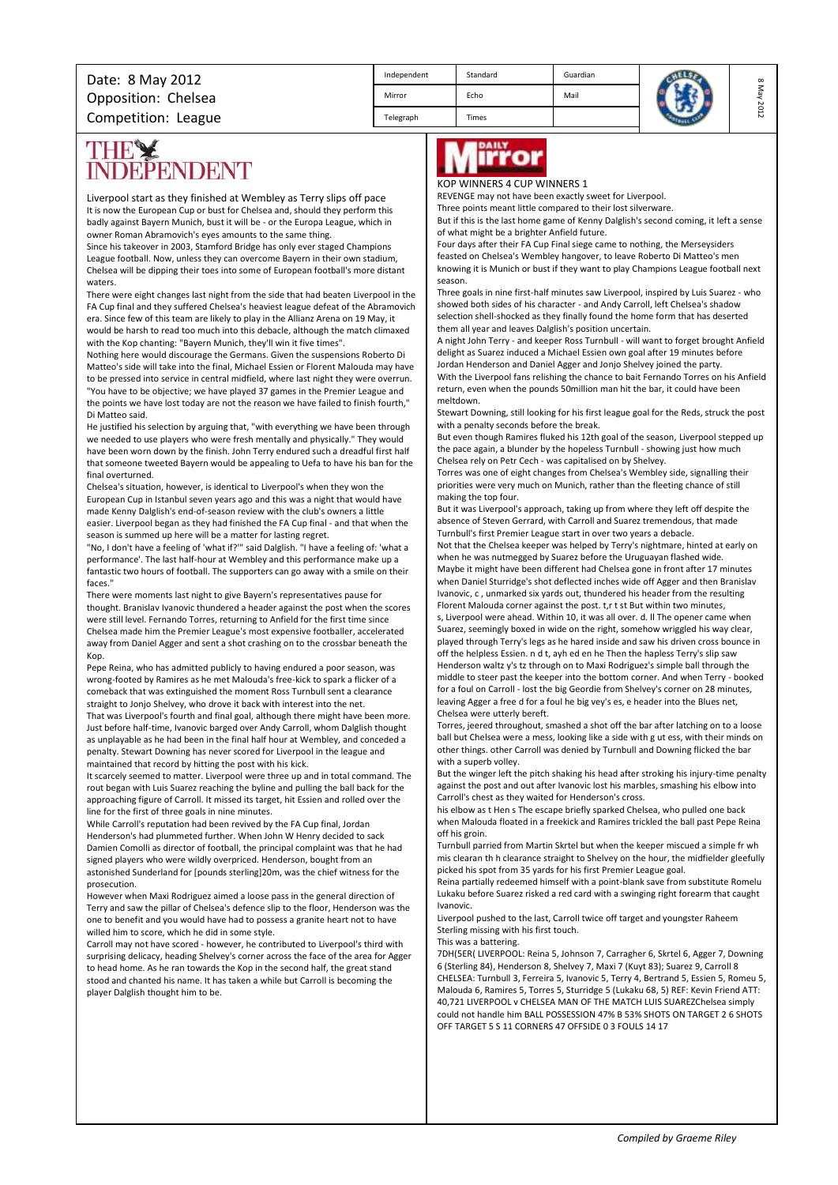Date: 8 May 2012
Opposition: Chelsea
Competition: League

| Independent | Standard | Guardian |
|---|---|---|
| Mirror | Echo | Mail |
| Telegraph | Times | |

## THE INDEPENDENT

Liverpool start as they finished at Wembley as Terry slips off pace

It is now the European Cup or bust for Chelsea and, should they perform this badly against Bayern Munich, bust it will be - or the Europa League, which in owner Roman Abramovich's eyes amounts to the same thing.

Since his takeover in 2003, Stamford Bridge has only ever staged Champions League football. Now, unless they can overcome Bayern in their own stadium, Chelsea will be dipping their toes into some of European football's more distant waters.

There were eight changes last night from the side that had beaten Liverpool in the FA Cup final and they suffered Chelsea's heaviest league defeat of the Abramovich era. Since few of this team are likely to play in the Allianz Arena on 19 May, it would be harsh to read too much into this debacle, although the match climaxed with the Kop chanting: "Bayern Munich, they'll win it five times".

Nothing here would discourage the Germans. Given the suspensions Roberto Di Matteo's side will take into the final, Michael Essien or Florent Malouda may have to be pressed into service in central midfield, where last night they were overrun. "You have to be objective; we have played 37 games in the Premier League and the points we have lost today are not the reason we have failed to finish fourth," Di Matteo said.

He justified his selection by arguing that, "with everything we have been through we needed to use players who were fresh mentally and physically." They would have been worn down by the finish. John Terry endured such a dreadful first half that someone tweeted Bayern would be appealing to Uefa to have his ban for the final overturned.

Chelsea's situation, however, is identical to Liverpool's when they won the European Cup in Istanbul seven years ago and this was a night that would have made Kenny Dalglish's end-of-season review with the club's owners a little easier. Liverpool began as they had finished the FA Cup final - and that when the season is summed up here will be a matter for lasting regret.

"No, I don't have a feeling of 'what if?'" said Dalglish. "I have a feeling of: 'what a performance'. The last half-hour at Wembley and this performance make up a fantastic two hours of football. The supporters can go away with a smile on their faces."

There were moments last night to give Bayern's representatives pause for thought. Branislav Ivanovic thundered a header against the post when the scores were still level. Fernando Torres, returning to Anfield for the first time since Chelsea made him the Premier League's most expensive footballer, accelerated away from Daniel Agger and sent a shot crashing on to the crossbar beneath the Kop.

Pepe Reina, who has admitted publicly to having endured a poor season, was wrong-footed by Ramires as he met Malouda's free-kick to spark a flicker of a comeback that was extinguished the moment Ross Turnbull sent a clearance straight to Jonjo Shelvey, who drove it back with interest into the net.

That was Liverpool's fourth and final goal, although there might have been more. Just before half-time, Ivanovic barged over Andy Carroll, whom Dalglish thought as unplayable as he had been in the final half hour at Wembley, and conceded a penalty. Stewart Downing has never scored for Liverpool in the league and maintained that record by hitting the post with his kick.

It scarcely seemed to matter. Liverpool were three up and in total command. The rout began with Luis Suarez reaching the byline and pulling the ball back for the approaching figure of Carroll. It missed its target, hit Essien and rolled over the line for the first of three goals in nine minutes.

While Carroll's reputation had been revived by the FA Cup final, Jordan Henderson's had plummeted further. When John W Henry decided to sack Damien Comolli as director of football, the principal complaint was that he had signed players who were wildly overpriced. Henderson, bought from an astonished Sunderland for [pounds sterling]20m, was the chief witness for the prosecution.

However when Maxi Rodriguez aimed a loose pass in the general direction of Terry and saw the pillar of Chelsea's defence slip to the floor, Henderson was the one to benefit and you would have had to possess a granite heart not to have willed him to score, which he did in some style.

Carroll may not have scored - however, he contributed to Liverpool's third with surprising delicacy, heading Shelvey's corner across the face of the area for Agger to head home. As he ran towards the Kop in the second half, the great stand stood and chanted his name. It has taken a while but Carroll is becoming the player Dalglish thought him to be.

## Daily Mirror

KOP WINNERS 4 CUP WINNERS 1

REVENGE may not have been exactly sweet for Liverpool.

Three points meant little compared to their lost silverware.

But if this is the last home game of Kenny Dalglish's second coming, it left a sense of what might be a brighter Anfield future.

Four days after their FA Cup Final siege came to nothing, the Merseysiders feasted on Chelsea's Wembley hangover, to leave Roberto Di Matteo's men knowing it is Munich or bust if they want to play Champions League football next season.

Three goals in nine first-half minutes saw Liverpool, inspired by Luis Suarez - who showed both sides of his character - and Andy Carroll, left Chelsea's shadow selection shell-shocked as they finally found the home form that has deserted them all year and leaves Dalglish's position uncertain.

A night John Terry - and keeper Ross Turnbull - will want to forget brought Anfield delight as Suarez induced a Michael Essien own goal after 19 minutes before Jordan Henderson and Daniel Agger and Jonjo Shelvey joined the party.

With the Liverpool fans relishing the chance to bait Fernando Torres on his Anfield return, even when the pounds 50million man hit the bar, it could have been meltdown.

Stewart Downing, still looking for his first league goal for the Reds, struck the post with a penalty seconds before the break.

But even though Ramires fluked his 12th goal of the season, Liverpool stepped up the pace again, a blunder by the hopeless Turnbull - showing just how much Chelsea rely on Petr Cech - was capitalised on by Shelvey.

Torres was one of eight changes from Chelsea's Wembley side, signalling their priorities were very much on Munich, rather than the fleeting chance of still making the top four.

But it was Liverpool's approach, taking up from where they left off despite the absence of Steven Gerrard, with Carroll and Suarez tremendous, that made Turnbull's first Premier League start in over two years a debacle.

Not that the Chelsea keeper was helped by Terry's nightmare, hinted at early on when he was nutmegged by Suarez before the Uruguayan flashed wide.

Maybe it might have been different had Chelsea gone in front after 17 minutes when Daniel Sturridge's shot deflected inches wide off Agger and then Branislav Ivanovic, c , unmarked six yards out, thundered his header from the resulting Florent Malouda corner against the post. t,r t st But within two minutes, s, Liverpool were ahead. Within 10, it was all over. d. ll The opener came when Suarez, seemingly boxed in wide on the right, somehow wriggled his way clear, played through Terry's legs as he hared inside and saw his driven cross bounce in off the helpless Essien. n d t, ayh ed en he Then the hapless Terry's slip saw Henderson waltz y's tz through on to Maxi Rodriguez's simple ball through the middle to steer past the keeper into the bottom corner. And when Terry - booked for a foul on Carroll - lost the big Geordie from Shelvey's corner on 28 minutes, leaving Agger a free d for a foul he big vey's es, e header into the Blues net, Chelsea were utterly bereft.

Torres, jeered throughout, smashed a shot off the bar after latching on to a loose ball but Chelsea were a mess, looking like a side with g ut ess, with their minds on other things. other Carroll was denied by Turnbull and Downing flicked the bar with a superb volley.

But the winger left the pitch shaking his head after stroking his injury-time penalty against the post and out after Ivanovic lost his marbles, smashing his elbow into Carroll's chest as they waited for Henderson's cross.

his elbow as t Hen s The escape briefly sparked Chelsea, who pulled one back when Malouda floated in a freekick and Ramires trickled the ball past Pepe Reina off his groin.

Turnbull parried from Martin Skrtel but when the keeper miscued a simple fr wh mis clearan th h clearance straight to Shelvey on the hour, the midfielder gleefully picked his spot from 35 yards for his first Premier League goal.

Reina partially redeemed himself with a point-blank save from substitute Romelu Lukaku before Suarez risked a red card with a swinging right forearm that caught Ivanovic.

Liverpool pushed to the last, Carroll twice off target and youngster Raheem Sterling missing with his first touch.

This was a battering.

7DH(5ER( LIVERPOOL: Reina 5, Johnson 7, Carragher 6, Skrtel 6, Agger 7, Downing 6 (Sterling 84), Henderson 8, Shelvey 7, Maxi 7 (Kuyt 83); Suarez 9, Carroll 8 CHELSEA: Turnbull 3, Ferreira 5, Ivanovic 5, Terry 4, Bertrand 5, Essien 5, Romeu 5, Malouda 6, Ramires 5, Torres 5, Sturridge 5 (Lukaku 68, 5) REF: Kevin Friend ATT: 40,721 LIVERPOOL v CHELSEA MAN OF THE MATCH LUIS SUAREZChelsea simply could not handle him BALL POSSESSION 47% B 53% SHOTS ON TARGET 2 6 SHOTS OFF TARGET 5 S 11 CORNERS 47 OFFSIDE 0 3 FOULS 14 17

*Compiled by Graeme Riley*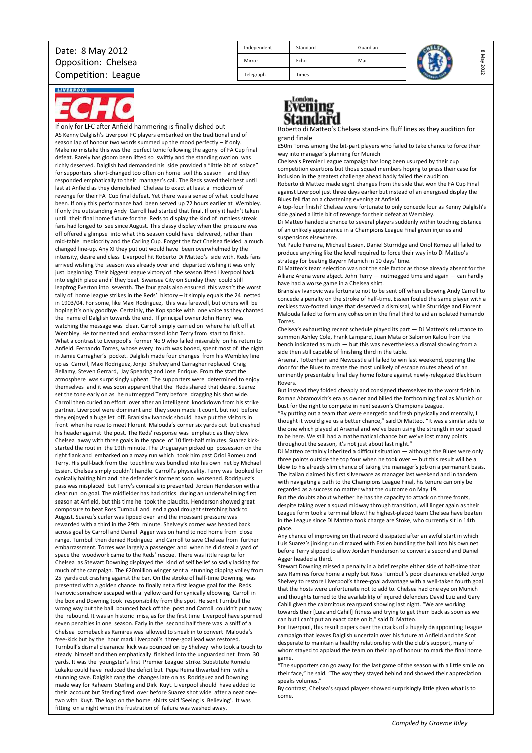Date: 8 May 2012
Opposition: Chelsea
Competition: League

| | | |
|---|---|---|
| Independent | Standard | Guardian |
| Mirror | Echo | Mail |
| Telegraph | Times | |

8 May 2012

## LIVERPOOL ECHO

### If only for LFC after Anfield hammering is finally dished out

AS Kenny Dalglish's Liverpool FC players embarked on the traditional end of season lap of honour two words summed up the mood perfectly – if only.

Make no mistake this was the perfect tonic following the agony of FA Cup final defeat. Rarely has gloom been lifted so swiftly and the standing ovation was richly deserved. Dalglish had demanded his side provided a "little bit of solace" for supporters short-changed too often on home soil this season – and they responded emphatically to their manager's call. The Reds saved their best until last at Anfield as they demolished Chelsea to exact at least a modicum of revenge for their FA Cup final defeat. Yet there was a sense of what could have been. If only this performance had been served up 72 hours earlier at Wembley. If only the outstanding Andy Carroll had started that final. If only it hadn't taken until their final home fixture for the Reds to display the kind of ruthless streak fans had longed to see since August. This classy display when the pressure was off offered a glimpse into what this season could have delivered, rather than mid-table mediocrity and the Carling Cup. Forget the fact Chelsea fielded a much changed line-up. Any XI they put out would have been overwhelmed by the intensity, desire and class Liverpool hit Roberto Di Matteo's side with. Reds fans arrived wishing the season was already over and departed wishing it was only just beginning. Their biggest league victory of the season lifted Liverpool back into eighth place and if they beat Swansea City on Sunday they could still leapfrog Everton into seventh. The four goals also ensured this wasn't the worst tally of home league strikes in the Reds' history – it simply equals the 24 netted in 1903/04. For some, like Maxi Rodriguez, this was farewell, but others will be hoping it's only goodbye. Certainly, the Kop spoke with one voice as they chanted the name of Dalglish towards the end. If principal owner John Henry was watching the message was clear. Carroll simply carried on where he left off at Wembley. He tormented and embarrassed John Terry from start to finish. What a contrast to Liverpool's former No 9 who failed miserably on his return to Anfield. Fernando Torres, whose every touch was booed, spent most of the night in Jamie Carragher's pocket. Dalglish made four changes from his Wembley line up as Carroll, Maxi Rodriguez, Jonjo Shelvey and Carragher replaced Craig Bellamy, Steven Gerrard, Jay Spearing and Jose Enrique. From the start the atmosphere was surprisingly upbeat. The supporters were determined to enjoy themselves and it was soon apparent that the Reds shared that desire. Suarez set the tone early on as he nutmegged Terry before dragging his shot wide. Carroll then curled an effort over after an intelligent knockdown from his strike partner. Liverpool were dominant and they soon made it count, but not before they enjoyed a huge let off. Branislav Ivanovic should have put the visitors in front when he rose to meet Florent Malouda's corner six yards out but crashed his header against the post. The Reds' response was emphatic as they blew Chelsea away with three goals in the space of 10 first-half minutes. Suarez kick-started the rout in the 19th minute. The Uruguayan picked up possession on the right flank and embarked on a mazy run which took him past Oriol Romeu and Terry. His pull-back from the touchline was bundled into his own net by Michael Essien. Chelsea simply couldn't handle Carroll's physicality. Terry was booked for cynically halting him and the defender's torment soon worsened. Rodriguez's pass was misplaced but Terry's comical slip presented Jordan Henderson with a clear run on goal. The midfielder has had critics during an underwhelming first season at Anfield, but this time he took the plaudits. Henderson showed great composure to beat Ross Turnbull and end a goal drought stretching back to August. Suarez's curler was tipped over and the incessant pressure was rewarded with a third in the 29th minute. Shelvey's corner was headed back across goal by Carroll and Daniel Agger was on hand to nod home from close range. Turnbull then denied Rodriguez and Carroll to save Chelsea from further embarrassment. Torres was largely a passenger and when he did steal a yard of space the woodwork came to the Reds' rescue. There was little respite for Chelsea as Stewart Downing displayed the kind of self belief so sadly lacking for much of the campaign. The £20million winger sent a stunning dipping volley from 25 yards out crashing against the bar. On the stroke of half-time Downing was presented with a golden chance to finally net a first league goal for the Reds. Ivanovic somehow escaped with a yellow card for cynically elbowing Carroll in the box and Downing took responsibility from the spot. He sent Turnbull the wrong way but the ball bounced back off the post and Carroll couldn't put away the rebound. It was an historic miss, as for the first time Liverpool have spurned seven penalties in one season. Early in the second half there was a sniff of a Chelsea comeback as Ramires was allowed to sneak in to convert Malouda's free-kick but by the hour mark Liverpool's three-goal lead was restored. Turnbull's dismal clearance kick was pounced on by Shelvey who took a touch to steady himself and then emphatically finished into the unguarded net from 30 yards. It was the youngster's first Premier League strike. Substitute Romelu Lukaku could have reduced the deficit but Pepe Reina thwarted him with a stunning save. Dalglish rang the changes late on as Rodriguez and Downing made way for Raheem Sterling and Dirk Kuyt. Liverpool should have added to their account but Sterling fired over before Suarez shot wide after a neat one-two with Kuyt. The logo on the home shirts said 'Seeing is Believing'. It was fitting on a night when the frustration of failure was washed away.

## London Evening Standard

### Roberto di Matteo's Chelsea stand-ins fluff lines as they audition for grand finale

£50m Torres among the bit-part players who failed to take chance to force their way into manager's planning for Munich

Chelsea's Premier League campaign has long been usurped by their cup competition exertions but those squad members hoping to press their case for inclusion in the greatest challenge ahead badly failed their audition.

Roberto di Matteo made eight changes from the side that won the FA Cup Final against Liverpool just three days earlier but instead of an energised display the Blues fell flat on a chastening evening at Anfield.

A top-four finish? Chelsea were fortunate to only concede four as Kenny Dalglish's side gained a little bit of revenge for their defeat at Wembley.

Di Matteo handed a chance to several players suddenly within touching distance of an unlikely appearance in a Champions League Final given injuries and suspensions elsewhere.

Yet Paulo Ferreira, Michael Essien, Daniel Sturridge and Oriol Romeu all failed to produce anything like the level required to force their way into Di Matteo's strategy for beating Bayern Munich in 10 days' time.

Di Matteo's team selection was not the sole factor as those already absent for the Allianz Arena were abject. John Terry — nutmegged time and again — can hardly have had a worse game in a Chelsea shirt.

Branislav Ivanovic was fortunate not to be sent off when elbowing Andy Carroll to concede a penalty on the stroke of half-time, Essien fouled the same player with a reckless two-footed lunge that deserved a dismissal, while Sturridge and Florent Malouda failed to form any cohesion in the final third to aid an isolated Fernando Torres.

Chelsea's exhausting recent schedule played its part — Di Matteo's reluctance to summon Ashley Cole, Frank Lampard, Juan Mata or Salomon Kalou from the bench indicated as much — but this was nevertheless a dismal showing from a side then still capable of finishing third in the table.

Arsenal, Tottenham and Newcastle all failed to win last weekend, opening the door for the Blues to create the most unlikely of escape routes ahead of an eminently presentable final day home fixture against newly-relegated Blackburn Rovers.

But instead they folded cheaply and consigned themselves to the worst finish in Roman Abramovich's era as owner and billed the forthcoming final as Munich or bust for the right to compete in next season's Champions League.

"By putting out a team that were energetic and fresh physically and mentally, I thought it would give us a better chance," said Di Matteo. "It was a similar side to the one which played at Arsenal and we've been using the strength in our squad to be here. We still had a mathematical chance but we've lost many points throughout the season, it's not just about last night."

Di Matteo certainly inherited a difficult situation — although the Blues were only three points outside the top four when he took over — but this result will be a blow to his already slim chance of taking the manager's job on a permanent basis. The Italian claimed his first silverware as manager last weekend and in tandem with navigating a path to the Champions League Final, his tenure can only be regarded as a success no matter what the outcome on May 19.

But the doubts about whether he has the capacity to attack on three fronts, despite taking over a squad midway through transition, will linger again as their League form took a terminal blow.The highest-placed team Chelsea have beaten in the League since Di Matteo took charge are Stoke, who currently sit in 14th place.

Any chance of improving on that record dissipated after an awful start in which Luis Suarez's jinking run climaxed with Essien bundling the ball into his own net before Terry slipped to allow Jordan Henderson to convert a second and Daniel Agger headed a third.

Stewart Downing missed a penalty in a brief respite either side of half-time that saw Ramires force home a reply but Ross Turnbull's poor clearance enabled Jonjo Shelvey to restore Liverpool's three-goal advantage with a well-taken fourth goal that the hosts were unfortunate not to add to. Chelsea had one eye on Munich and thoughts turned to the availability of injured defenders David Luiz and Gary Cahill given the calamitous rearguard showing last night. "We are working towards their [Luiz and Cahill] fitness and trying to get them back as soon as we can but I can't put an exact date on it," said Di Matteo.

For Liverpool, this result papers over the cracks of a hugely disappointing League campaign that leaves Dalglish uncertain over his future at Anfield and the Scot desperate to maintain a healthy relationship with the club's support, many of whom stayed to applaud the team on their lap of honour to mark the final home game.

"The supporters can go away for the last game of the season with a little smile on their face," he said. "The way they stayed behind and showed their appreciation speaks volumes."

By contrast, Chelsea's squad players showed surprisingly little given what is to come.

*Compiled by Graeme Riley*